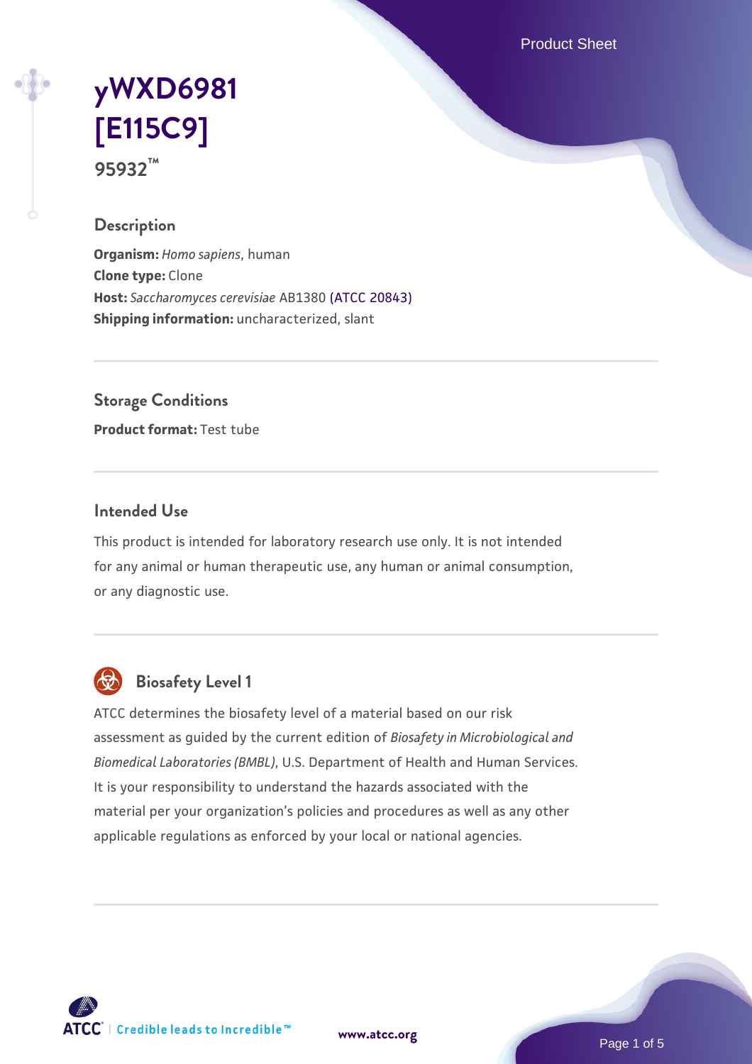# yWXD6981 [E115C9]

**95932™**

## Description

**Organism:** *Homo sapiens*, human
**Clone type:** Clone
**Host:** *Saccharomyces cerevisiae* AB1380 (ATCC 20843)
**Shipping information:** uncharacterized, slant

## Storage Conditions

**Product format:** Test tube

## Intended Use

This product is intended for laboratory research use only. It is not intended for any animal or human therapeutic use, any human or animal consumption, or any diagnostic use.

## Biosafety Level 1

ATCC determines the biosafety level of a material based on our risk assessment as guided by the current edition of *Biosafety in Microbiological and Biomedical Laboratories (BMBL)*, U.S. Department of Health and Human Services. It is your responsibility to understand the hazards associated with the material per your organization's policies and procedures as well as any other applicable regulations as enforced by your local or national agencies.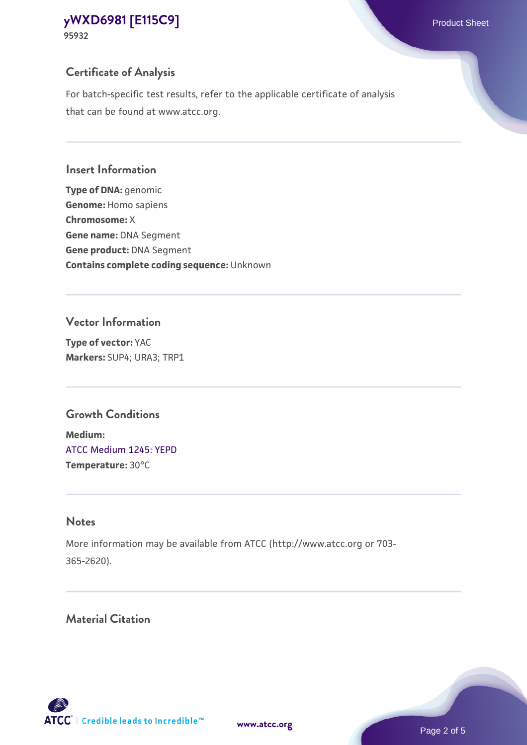## Certificate of Analysis

For batch-specific test results, refer to the applicable certificate of analysis that can be found at www.atcc.org.

## Insert Information

**Type of DNA:** genomic
**Genome:** Homo sapiens
**Chromosome:** X
**Gene name:** DNA Segment
**Gene product:** DNA Segment
**Contains complete coding sequence:** Unknown

## Vector Information

**Type of vector:** YAC
**Markers:** SUP4; URA3; TRP1

## Growth Conditions

**Medium:**
ATCC Medium 1245: YEPD
**Temperature:** 30°C

## Notes

More information may be available from ATCC (http://www.atcc.org or 703-365-2620).

## Material Citation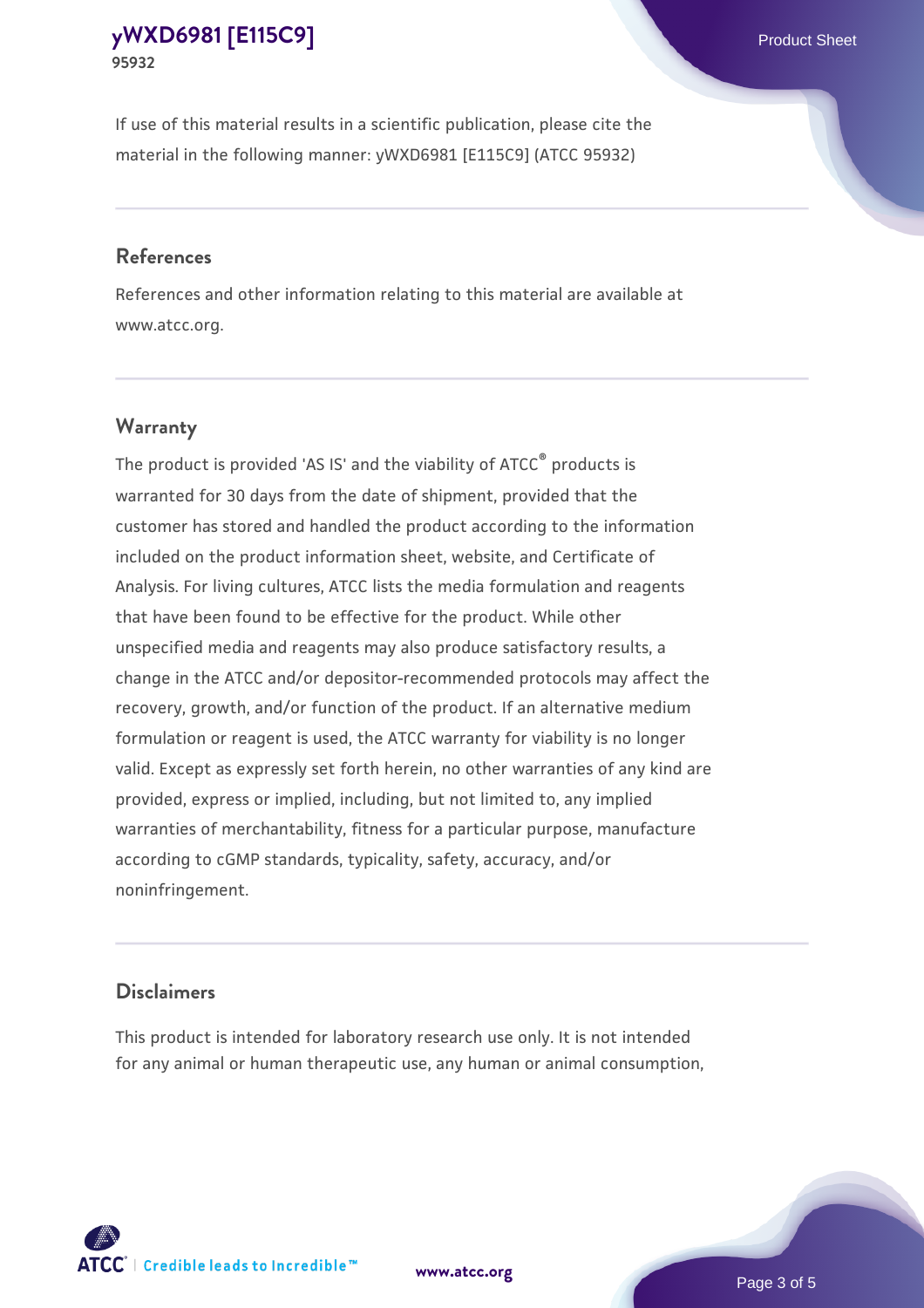If use of this material results in a scientific publication, please cite the material in the following manner: yWXD6981 [E115C9] (ATCC 95932)

## References

References and other information relating to this material are available at www.atcc.org.

## Warranty

The product is provided 'AS IS' and the viability of ATCC® products is warranted for 30 days from the date of shipment, provided that the customer has stored and handled the product according to the information included on the product information sheet, website, and Certificate of Analysis. For living cultures, ATCC lists the media formulation and reagents that have been found to be effective for the product. While other unspecified media and reagents may also produce satisfactory results, a change in the ATCC and/or depositor-recommended protocols may affect the recovery, growth, and/or function of the product. If an alternative medium formulation or reagent is used, the ATCC warranty for viability is no longer valid. Except as expressly set forth herein, no other warranties of any kind are provided, express or implied, including, but not limited to, any implied warranties of merchantability, fitness for a particular purpose, manufacture according to cGMP standards, typicality, safety, accuracy, and/or noninfringement.

## Disclaimers

This product is intended for laboratory research use only. It is not intended for any animal or human therapeutic use, any human or animal consumption,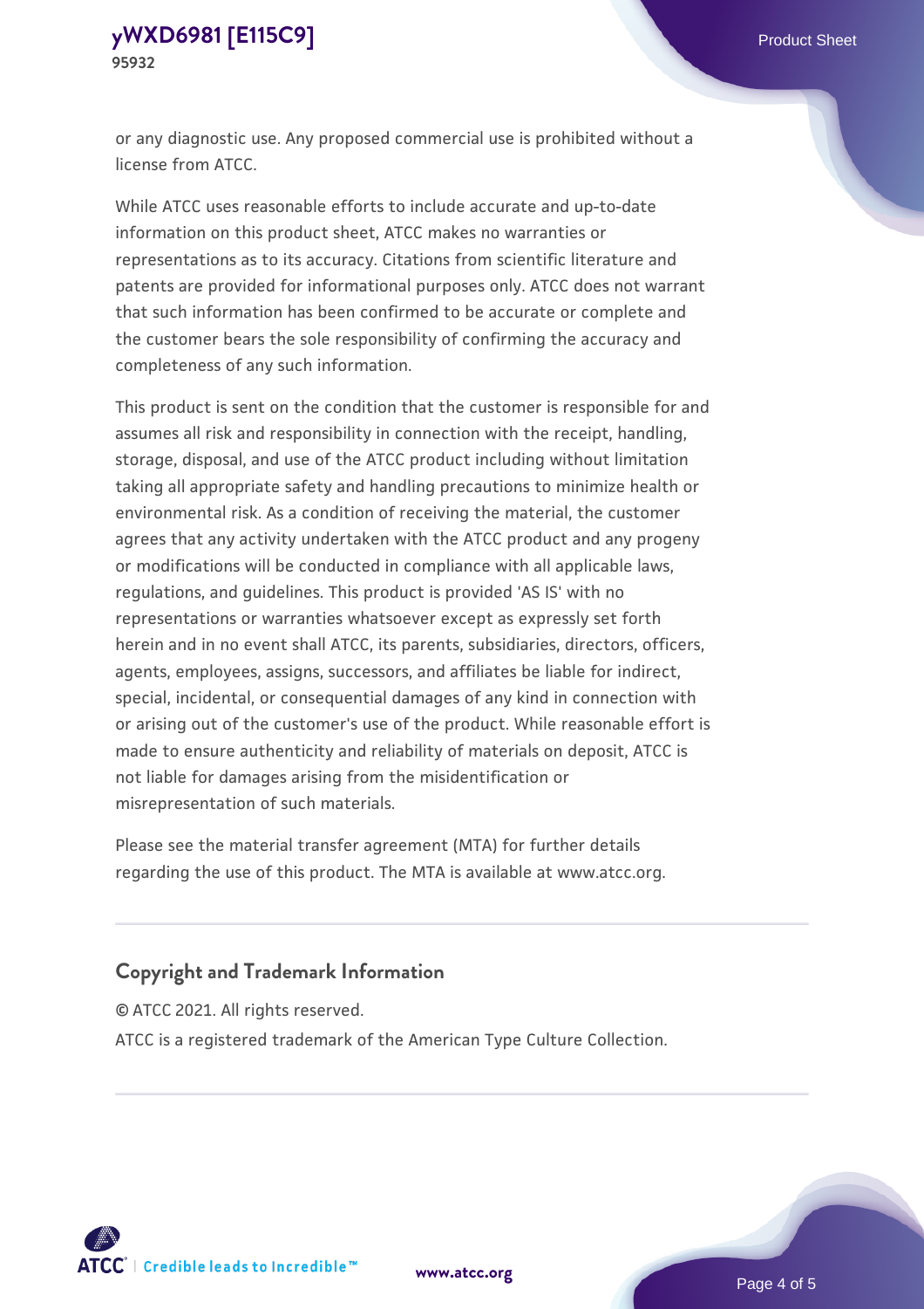or any diagnostic use. Any proposed commercial use is prohibited without a license from ATCC.

While ATCC uses reasonable efforts to include accurate and up-to-date information on this product sheet, ATCC makes no warranties or representations as to its accuracy. Citations from scientific literature and patents are provided for informational purposes only. ATCC does not warrant that such information has been confirmed to be accurate or complete and the customer bears the sole responsibility of confirming the accuracy and completeness of any such information.

This product is sent on the condition that the customer is responsible for and assumes all risk and responsibility in connection with the receipt, handling, storage, disposal, and use of the ATCC product including without limitation taking all appropriate safety and handling precautions to minimize health or environmental risk. As a condition of receiving the material, the customer agrees that any activity undertaken with the ATCC product and any progeny or modifications will be conducted in compliance with all applicable laws, regulations, and guidelines. This product is provided 'AS IS' with no representations or warranties whatsoever except as expressly set forth herein and in no event shall ATCC, its parents, subsidiaries, directors, officers, agents, employees, assigns, successors, and affiliates be liable for indirect, special, incidental, or consequential damages of any kind in connection with or arising out of the customer's use of the product. While reasonable effort is made to ensure authenticity and reliability of materials on deposit, ATCC is not liable for damages arising from the misidentification or misrepresentation of such materials.

Please see the material transfer agreement (MTA) for further details regarding the use of this product. The MTA is available at www.atcc.org.

## Copyright and Trademark Information

© ATCC 2021. All rights reserved.

ATCC is a registered trademark of the American Type Culture Collection.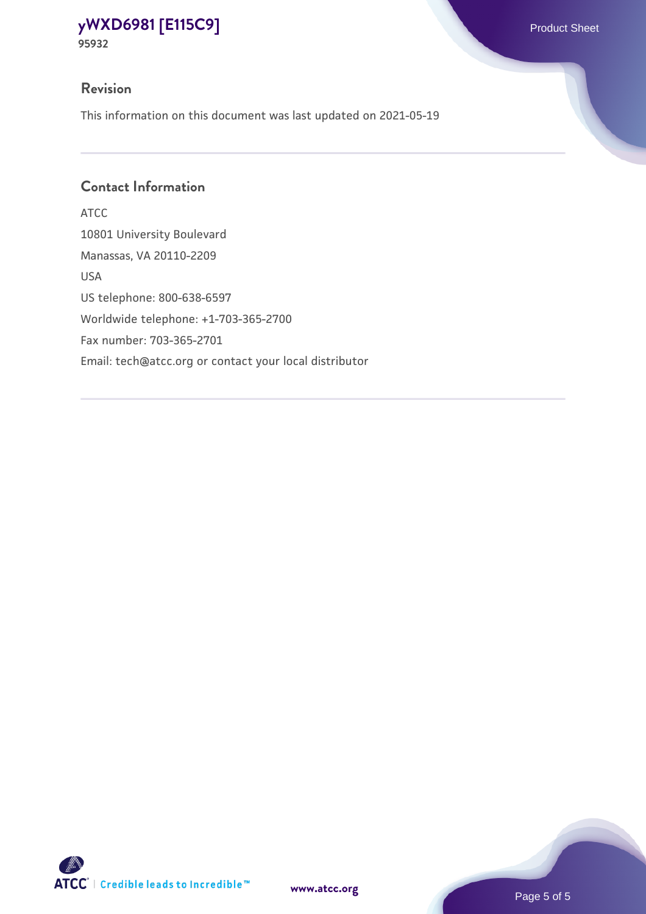## Revision

This information on this document was last updated on 2021-05-19

## Contact Information

ATCC
10801 University Boulevard
Manassas, VA 20110-2209
USA
US telephone: 800-638-6597
Worldwide telephone: +1-703-365-2700
Fax number: 703-365-2701
Email: tech@atcc.org or contact your local distributor